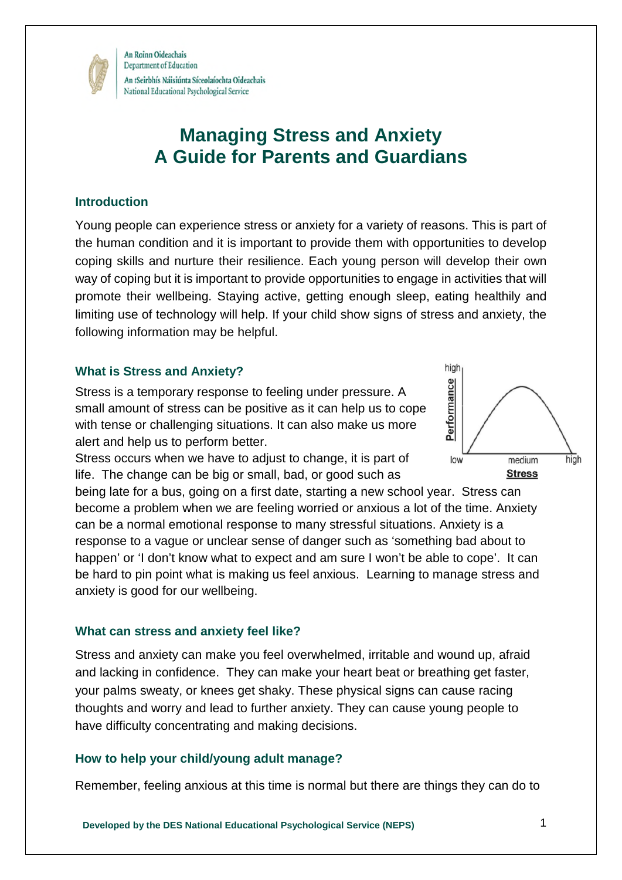An Roinn Oideachais
Department of Education
An tSeirbhís Náisiúnta Síceolaíochta Oideachais
National Educational Psychological Service

# Managing Stress and Anxiety
# A Guide for Parents and Guardians

## Introduction

Young people can experience stress or anxiety for a variety of reasons. This is part of the human condition and it is important to provide them with opportunities to develop coping skills and nurture their resilience. Each young person will develop their own way of coping but it is important to provide opportunities to engage in activities that will promote their wellbeing. Staying active, getting enough sleep, eating healthily and limiting use of technology will help. If your child show signs of stress and anxiety, the following information may be helpful.

## What is Stress and Anxiety?

Stress is a temporary response to feeling under pressure. A small amount of stress can be positive as it can help us to cope with tense or challenging situations. It can also make us more alert and help us to perform better.

Stress occurs when we have to adjust to change, it is part of life. The change can be big or small, bad, or good such as being late for a bus, going on a first date, starting a new school year. Stress can become a problem when we are feeling worried or anxious a lot of the time. Anxiety can be a normal emotional response to many stressful situations. Anxiety is a response to a vague or unclear sense of danger such as 'something bad about to happen' or 'I don't know what to expect and am sure I won't be able to cope'. It can be hard to pin point what is making us feel anxious. Learning to manage stress and anxiety is good for our wellbeing.

## What can stress and anxiety feel like?

Stress and anxiety can make you feel overwhelmed, irritable and wound up, afraid and lacking in confidence. They can make your heart beat or breathing get faster, your palms sweaty, or knees get shaky. These physical signs can cause racing thoughts and worry and lead to further anxiety. They can cause young people to have difficulty concentrating and making decisions.

## How to help your child/young adult manage?

Remember, feeling anxious at this time is normal but there are things they can do to

**Developed by the DES National Educational Psychological Service (NEPS)**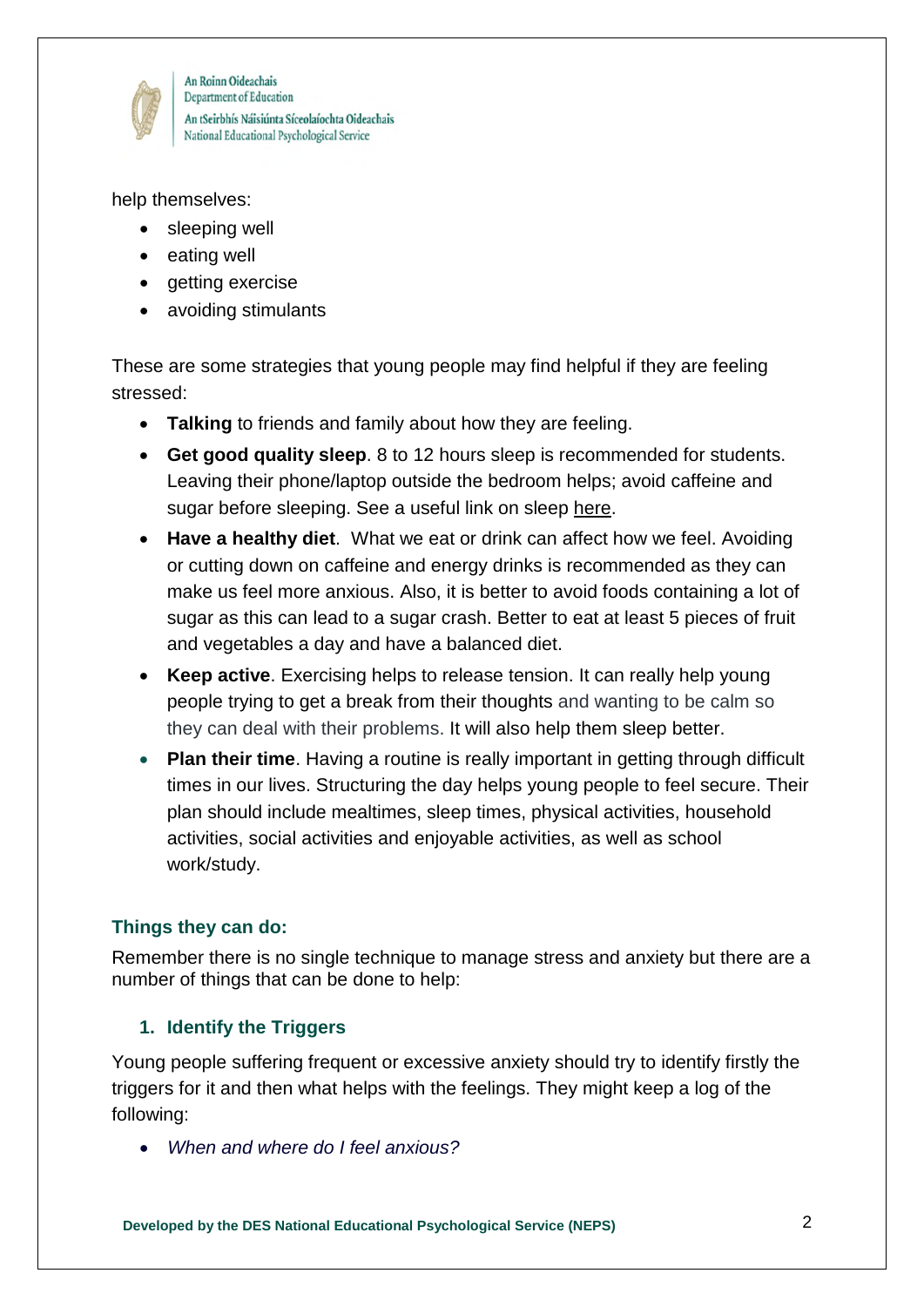help themselves:

- sleeping well
- eating well
- getting exercise
- avoiding stimulants

These are some strategies that young people may find helpful if they are feeling stressed:

- **Talking** to friends and family about how they are feeling.
- **Get good quality sleep**. 8 to 12 hours sleep is recommended for students. Leaving their phone/laptop outside the bedroom helps; avoid caffeine and sugar before sleeping. See a useful link on sleep here.
- **Have a healthy diet**. What we eat or drink can affect how we feel. Avoiding or cutting down on caffeine and energy drinks is recommended as they can make us feel more anxious. Also, it is better to avoid foods containing a lot of sugar as this can lead to a sugar crash. Better to eat at least 5 pieces of fruit and vegetables a day and have a balanced diet.
- **Keep active**. Exercising helps to release tension. It can really help young people trying to get a break from their thoughts and wanting to be calm so they can deal with their problems. It will also help them sleep better.
- **Plan their time**. Having a routine is really important in getting through difficult times in our lives. Structuring the day helps young people to feel secure. Their plan should include mealtimes, sleep times, physical activities, household activities, social activities and enjoyable activities, as well as school work/study.

### Things they can do:

Remember there is no single technique to manage stress and anxiety but there are a number of things that can be done to help:

#### 1. Identify the Triggers

Young people suffering frequent or excessive anxiety should try to identify firstly the triggers for it and then what helps with the feelings. They might keep a log of the following:

- *When and where do I feel anxious?*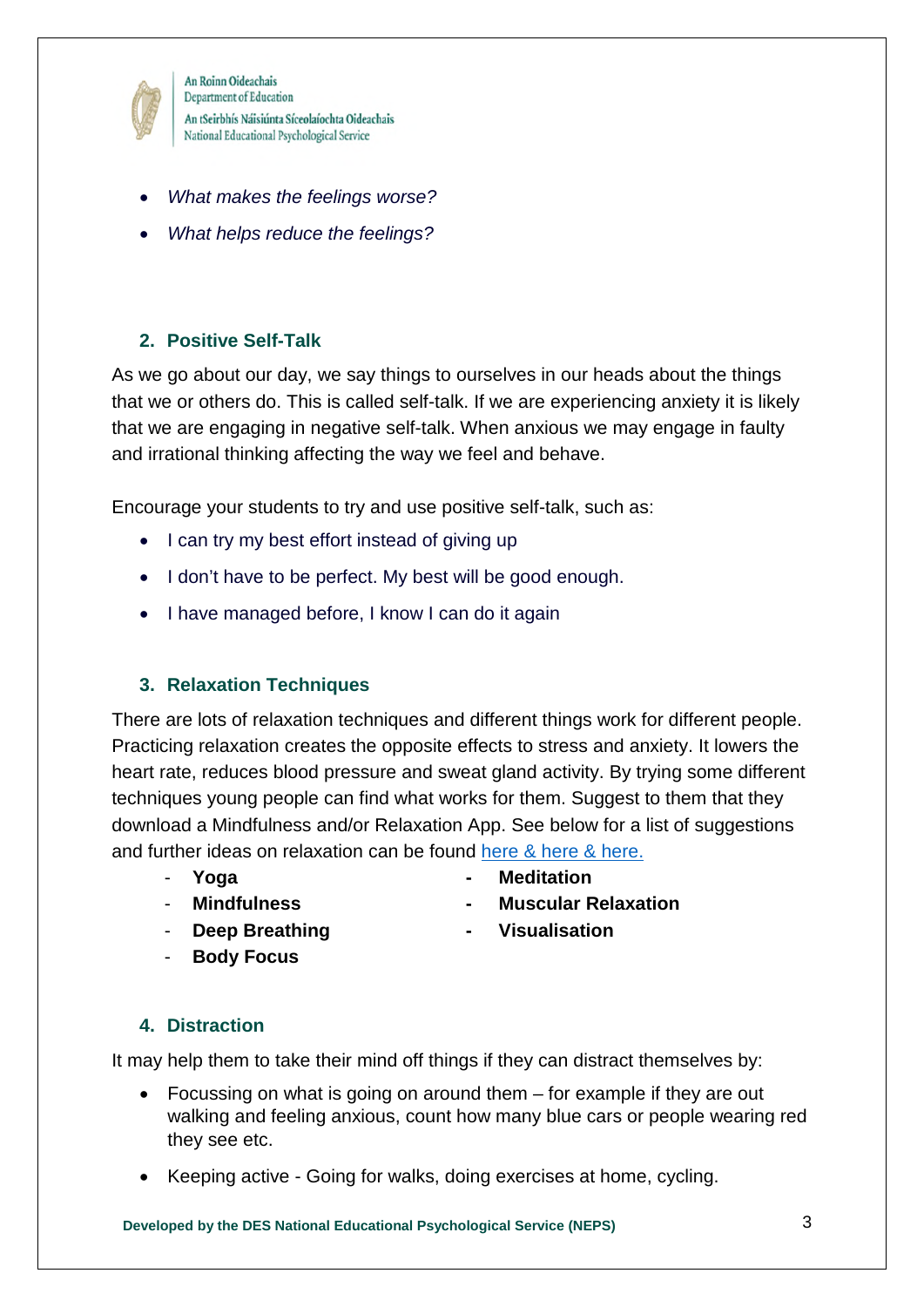- *What makes the feelings worse?*
- *What helps reduce the feelings?*

## 2. Positive Self-Talk

As we go about our day, we say things to ourselves in our heads about the things that we or others do. This is called self-talk. If we are experiencing anxiety it is likely that we are engaging in negative self-talk. When anxious we may engage in faulty and irrational thinking affecting the way we feel and behave.

Encourage your students to try and use positive self-talk, such as:

- I can try my best effort instead of giving up
- I don't have to be perfect. My best will be good enough.
- I have managed before, I know I can do it again

## 3. Relaxation Techniques

There are lots of relaxation techniques and different things work for different people. Practicing relaxation creates the opposite effects to stress and anxiety. It lowers the heart rate, reduces blood pressure and sweat gland activity. By trying some different techniques young people can find what works for them. Suggest to them that they download a Mindfulness and/or Relaxation App. See below for a list of suggestions and further ideas on relaxation can be found here & here & here.

- **Yoga**
- **Mindfulness**
- **Deep Breathing**
- **Body Focus**
- **Meditation**
- **Muscular Relaxation**
- **Visualisation**

## 4. Distraction

It may help them to take their mind off things if they can distract themselves by:

- Focussing on what is going on around them – for example if they are out walking and feeling anxious, count how many blue cars or people wearing red they see etc.
- Keeping active - Going for walks, doing exercises at home, cycling.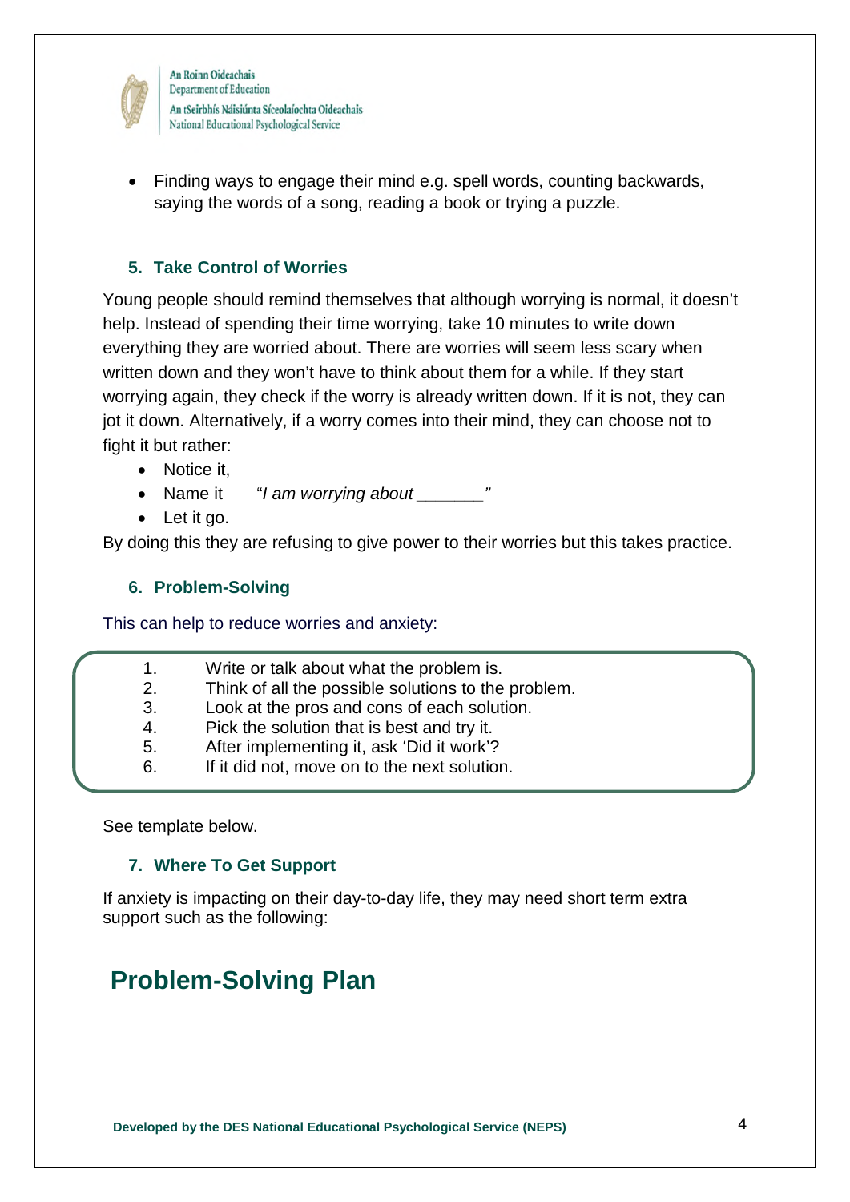- Finding ways to engage their mind e.g. spell words, counting backwards, saying the words of a song, reading a book or trying a puzzle.

### 5. Take Control of Worries

Young people should remind themselves that although worrying is normal, it doesn't help. Instead of spending their time worrying, take 10 minutes to write down everything they are worried about. There are worries will seem less scary when written down and they won't have to think about them for a while. If they start worrying again, they check if the worry is already written down. If it is not, they can jot it down. Alternatively, if a worry comes into their mind, they can choose not to fight it but rather:

- Notice it,
- Name it "*I am worrying about _______*"
- Let it go.

By doing this they are refusing to give power to their worries but this takes practice.

### 6. Problem-Solving

This can help to reduce worries and anxiety:

1. Write or talk about what the problem is.
2. Think of all the possible solutions to the problem.
3. Look at the pros and cons of each solution.
4. Pick the solution that is best and try it.
5. After implementing it, ask 'Did it work'?
6. If it did not, move on to the next solution.

See template below.

### 7. Where To Get Support

If anxiety is impacting on their day-to-day life, they may need short term extra support such as the following:

## Problem-Solving Plan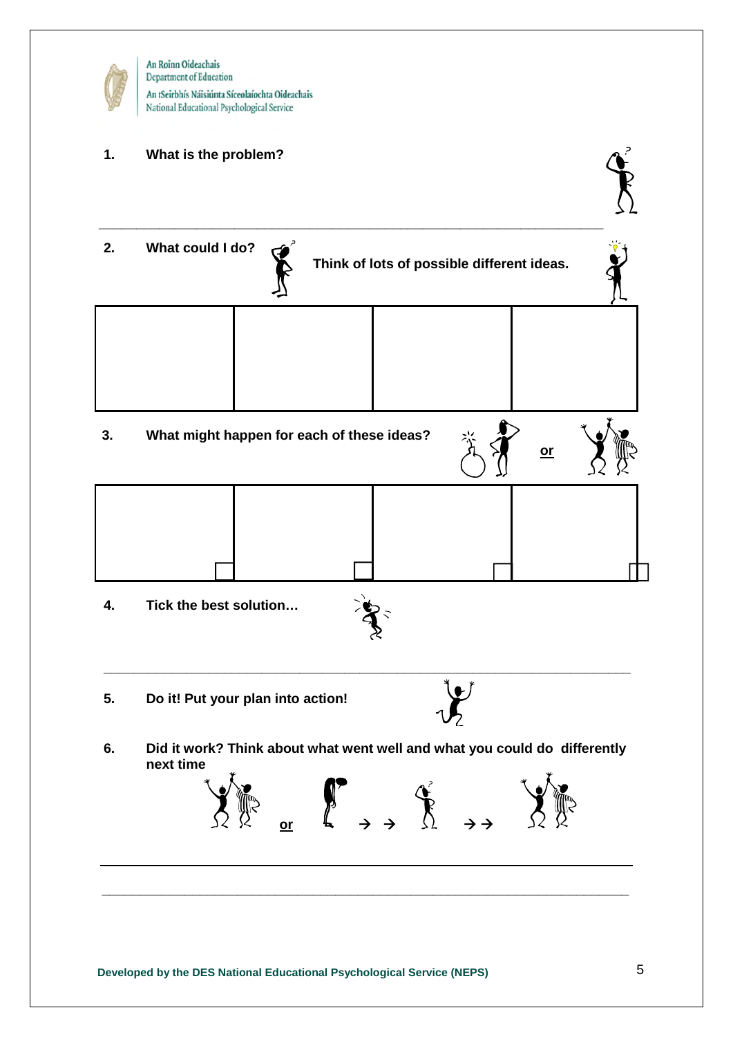An Roinn Oideachais
Department of Education
An tSeirbhís Náisiúnta Síceolaíochta Oideachais
National Educational Psychological Service

**1. What is the problem?**

---

**2. What could I do?** **Think of lots of possible different ideas.**

| | | | |
|---|---|---|---|
| | | | |

**3. What might happen for each of these ideas?** **or**

| | | | |
|---|---|---|---|
| ☐ | ☐ | ☐ | ☐ |

**4. Tick the best solution…**

---

**5. Do it! Put your plan into action!**

**6. Did it work? Think about what went well and what you could do differently next time**

**or** → → → →

---

---

**Developed by the DES National Educational Psychological Service (NEPS)**